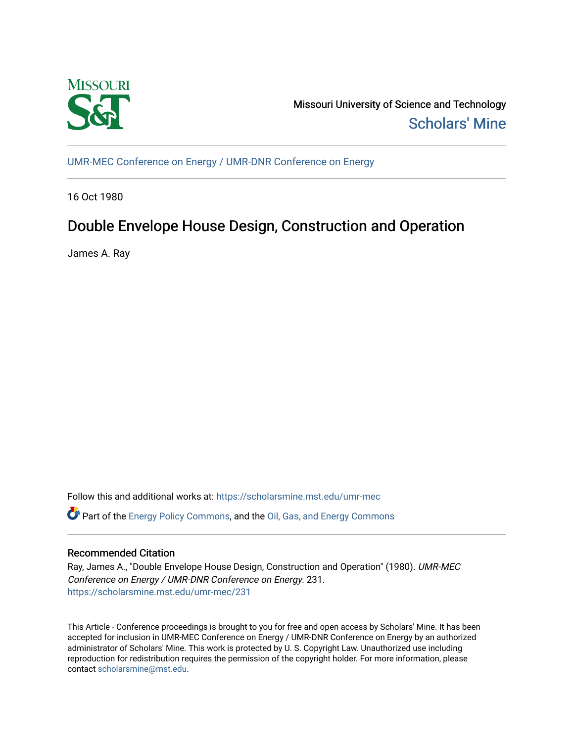Missouri University of Science and Technology

Scholars' Mine

UMR-MEC Conference on Energy / UMR-DNR Conference on Energy

16 Oct 1980

# Double Envelope House Design, Construction and Operation

James A. Ray

Follow this and additional works at: https://scholarsmine.mst.edu/umr-mec

Part of the Energy Policy Commons, and the Oil, Gas, and Energy Commons

## Recommended Citation

Ray, James A., "Double Envelope House Design, Construction and Operation" (1980). *UMR-MEC Conference on Energy / UMR-DNR Conference on Energy*. 231.
https://scholarsmine.mst.edu/umr-mec/231

This Article - Conference proceedings is brought to you for free and open access by Scholars' Mine. It has been accepted for inclusion in UMR-MEC Conference on Energy / UMR-DNR Conference on Energy by an authorized administrator of Scholars' Mine. This work is protected by U. S. Copyright Law. Unauthorized use including reproduction for redistribution requires the permission of the copyright holder. For more information, please contact scholarsmine@mst.edu.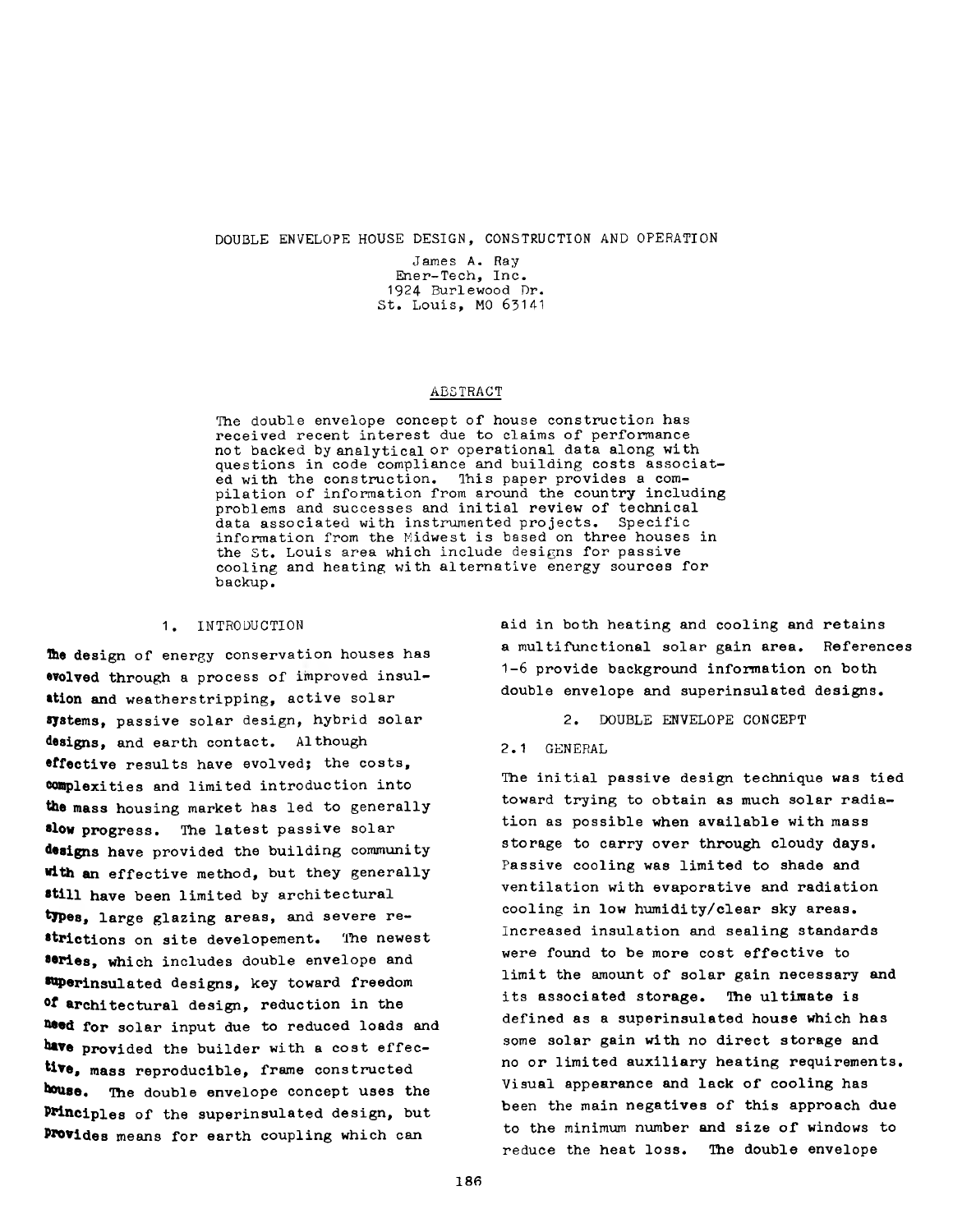# DOUBLE ENVELOPE HOUSE DESIGN, CONSTRUCTION AND OPERATION

James A. Ray
Ener-Tech, Inc.
1924 Burlewood Dr.
St. Louis, MO 63141

## ABSTRACT

The double envelope concept of house construction has received recent interest due to claims of performance not backed by analytical or operational data along with questions in code compliance and building costs associated with the construction. This paper provides a compilation of information from around the country including problems and successes and initial review of technical data associated with instrumented projects. Specific information from the Midwest is based on three houses in the St. Louis area which include designs for passive cooling and heating with alternative energy sources for backup.

## 1. INTRODUCTION

The design of energy conservation houses has evolved through a process of improved insulation and weatherstripping, active solar systems, passive solar design, hybrid solar designs, and earth contact. Although effective results have evolved; the costs, complexities and limited introduction into the mass housing market has led to generally slow progress. The latest passive solar designs have provided the building community with an effective method, but they generally still have been limited by architectural types, large glazing areas, and severe restrictions on site developement. The newest series, which includes double envelope and superinsulated designs, key toward freedom of architectural design, reduction in the need for solar input due to reduced loads and have provided the builder with a cost effective, mass reproducible, frame constructed house. The double envelope concept uses the principles of the superinsulated design, but provides means for earth coupling which can aid in both heating and cooling and retains a multifunctional solar gain area. References 1-6 provide background information on both double envelope and superinsulated designs.

## 2. DOUBLE ENVELOPE CONCEPT

### 2.1 GENERAL

The initial passive design technique was tied toward trying to obtain as much solar radiation as possible when available with mass storage to carry over through cloudy days. Passive cooling was limited to shade and ventilation with evaporative and radiation cooling in low humidity/clear sky areas. Increased insulation and sealing standards were found to be more cost effective to limit the amount of solar gain necessary and its associated storage. The ultimate is defined as a superinsulated house which has some solar gain with no direct storage and no or limited auxiliary heating requirements. Visual appearance and lack of cooling has been the main negatives of this approach due to the minimum number and size of windows to reduce the heat loss. The double envelope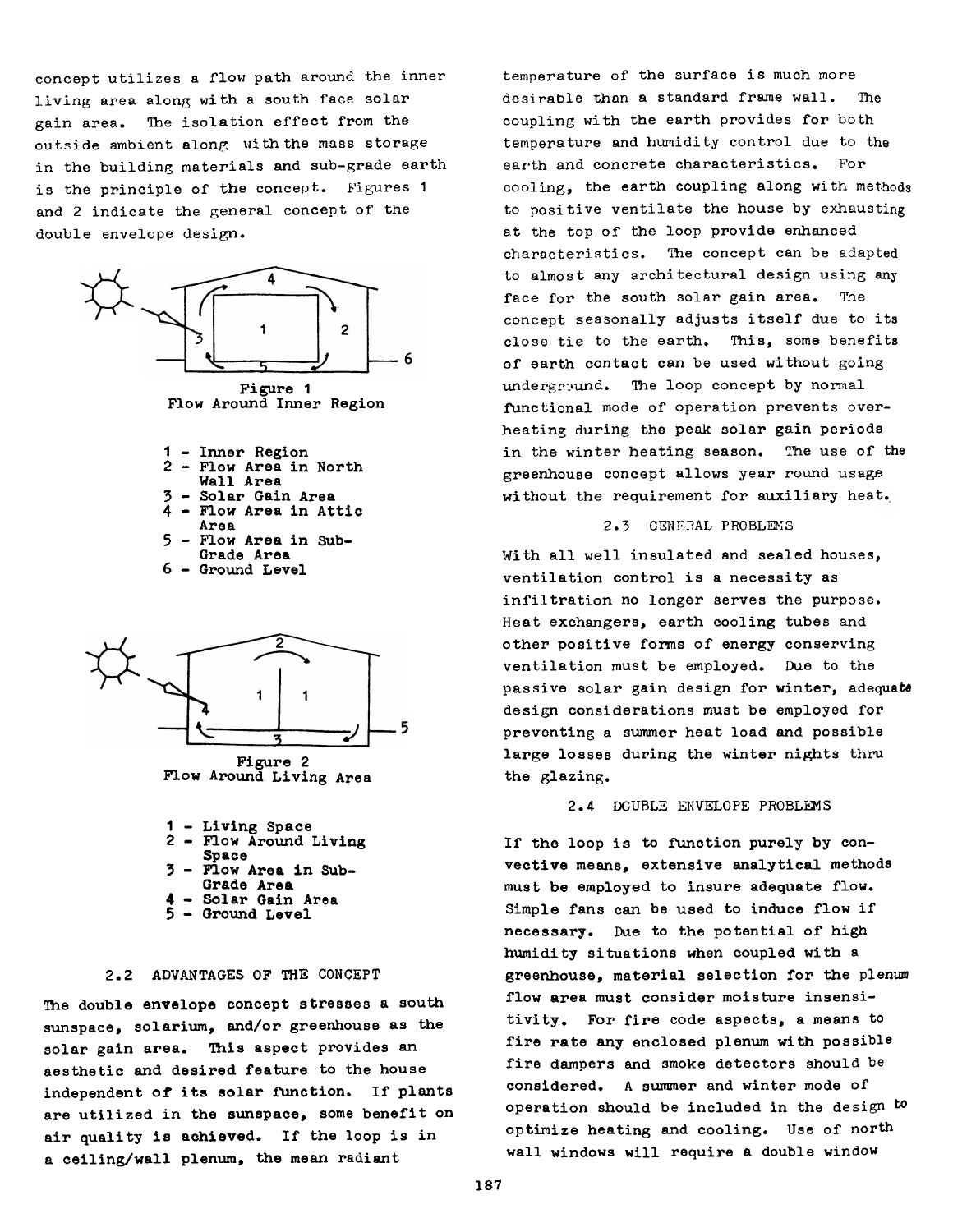concept utilizes a flow path around the inner living area along with a south face solar gain area. The isolation effect from the outside ambient along with the mass storage in the building materials and sub-grade earth is the principle of the concept. Figures 1 and 2 indicate the general concept of the double envelope design.

Figure 1
Flow Around Inner Region

1 - Inner Region
2 - Flow Area in North Wall Area
3 - Solar Gain Area
4 - Flow Area in Attic Area
5 - Flow Area in Sub-Grade Area
6 - Ground Level

Figure 2
Flow Around Living Area

1 - Living Space
2 - Flow Around Living Space
3 - Flow Area in Sub-Grade Area
4 - Solar Gain Area
5 - Ground Level

## 2.2 ADVANTAGES OF THE CONCEPT

The double envelope concept stresses a south sunspace, solarium, and/or greenhouse as the solar gain area. This aspect provides an aesthetic and desired feature to the house independent of its solar function. If plants are utilized in the sunspace, some benefit on air quality is achieved. If the loop is in a ceiling/wall plenum, the mean radiant temperature of the surface is much more desirable than a standard frame wall. The coupling with the earth provides for both temperature and humidity control due to the earth and concrete characteristics. For cooling, the earth coupling along with methods to positive ventilate the house by exhausting at the top of the loop provide enhanced characteristics. The concept can be adapted to almost any architectural design using any face for the south solar gain area. The concept seasonally adjusts itself due to its close tie to the earth. This, some benefits of earth contact can be used without going underground. The loop concept by normal functional mode of operation prevents overheating during the peak solar gain periods in the winter heating season. The use of the greenhouse concept allows year round usage without the requirement for auxiliary heat.

## 2.3 GENERAL PROBLEMS

With all well insulated and sealed houses, ventilation control is a necessity as infiltration no longer serves the purpose. Heat exchangers, earth cooling tubes and other positive forms of energy conserving ventilation must be employed. Due to the passive solar gain design for winter, adequate design considerations must be employed for preventing a summer heat load and possible large losses during the winter nights thru the glazing.

## 2.4 DOUBLE ENVELOPE PROBLEMS

If the loop is to function purely by convective means, extensive analytical methods must be employed to insure adequate flow. Simple fans can be used to induce flow if necessary. Due to the potential of high humidity situations when coupled with a greenhouse, material selection for the plenum flow area must consider moisture insensitivity. For fire code aspects, a means to fire rate any enclosed plenum with possible fire dampers and smoke detectors should be considered. A summer and winter mode of operation should be included in the design to optimize heating and cooling. Use of north wall windows will require a double window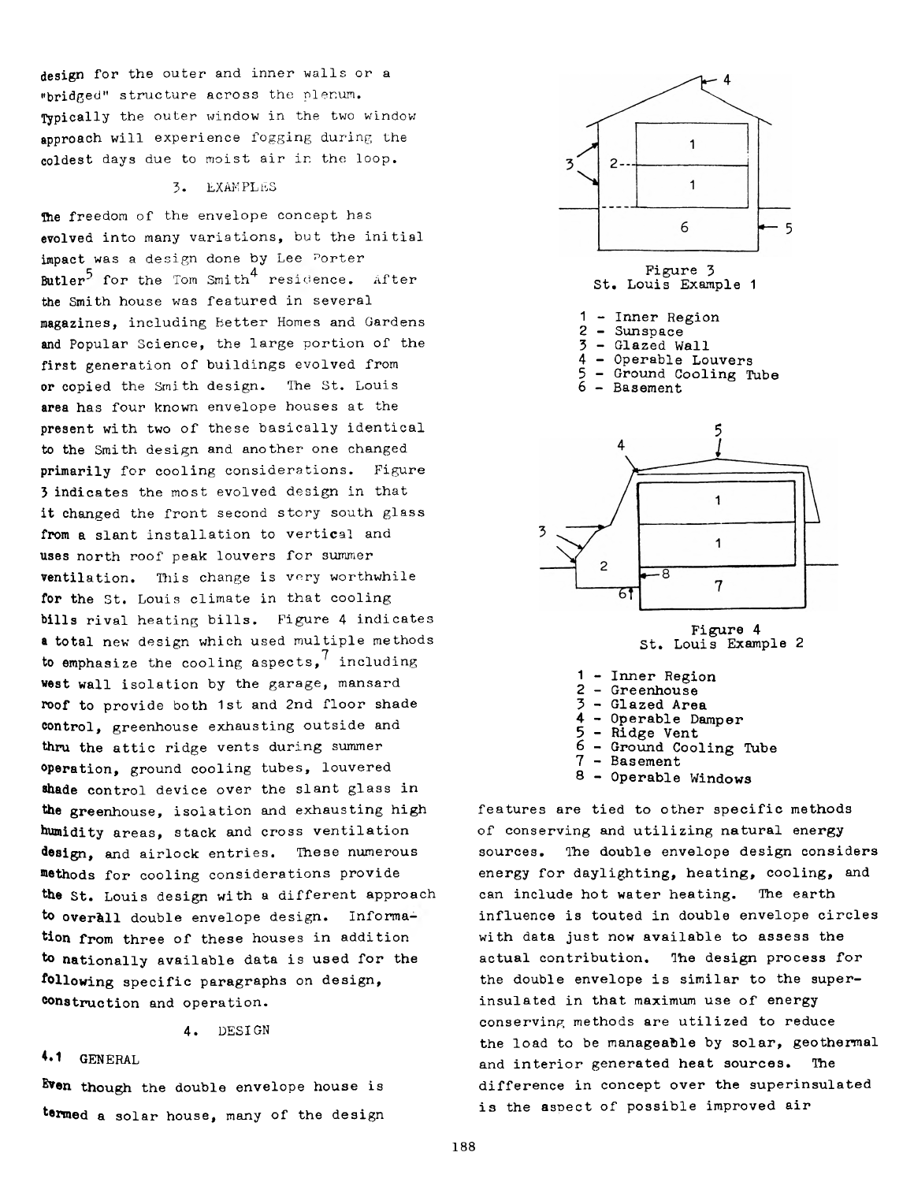design for the outer and inner walls or a "bridged" structure across the plenum. Typically the outer window in the two window approach will experience fogging during the coldest days due to moist air in the loop.

## 3. EXAMPLES

The freedom of the envelope concept has evolved into many variations, but the initial impact was a design done by Lee Porter Butler[5] for the Tom Smith[4] residence. After the Smith house was featured in several magazines, including Better Homes and Gardens and Popular Science, the large portion of the first generation of buildings evolved from or copied the Smith design. The St. Louis area has four known envelope houses at the present with two of these basically identical to the Smith design and another one changed primarily for cooling considerations. Figure 3 indicates the most evolved design in that it changed the front second story south glass from a slant installation to vertical and uses north roof peak louvers for summer ventilation. This change is very worthwhile for the St. Louis climate in that cooling bills rival heating bills. Figure 4 indicates a total new design which used multiple methods to emphasize the cooling aspects,[7] including west wall isolation by the garage, mansard roof to provide both 1st and 2nd floor shade control, greenhouse exhausting outside and thru the attic ridge vents during summer operation, ground cooling tubes, louvered shade control device over the slant glass in the greenhouse, isolation and exhausting high humidity areas, stack and cross ventilation design, and airlock entries. These numerous methods for cooling considerations provide the St. Louis design with a different approach to overall double envelope design. Information from three of these houses in addition to nationally available data is used for the following specific paragraphs on design, construction and operation.

Figure 3
St. Louis Example 1

1 - Inner Region
2 - Sunspace
3 - Glazed Wall
4 - Operable Louvers
5 - Ground Cooling Tube
6 - Basement

Figure 4
St. Louis Example 2

1 - Inner Region
2 - Greenhouse
3 - Glazed Area
4 - Operable Damper
5 - Ridge Vent
6 - Ground Cooling Tube
7 - Basement
8 - Operable Windows

## 4. DESIGN

### 4.1 GENERAL

Even though the double envelope house is termed a solar house, many of the design features are tied to other specific methods of conserving and utilizing natural energy sources. The double envelope design considers energy for daylighting, heating, cooling, and can include hot water heating. The earth influence is touted in double envelope circles with data just now available to assess the actual contribution. The design process for the double envelope is similar to the super-insulated in that maximum use of energy conserving methods are utilized to reduce the load to be manageable by solar, geothermal and interior generated heat sources. The difference in concept over the superinsulated is the aspect of possible improved air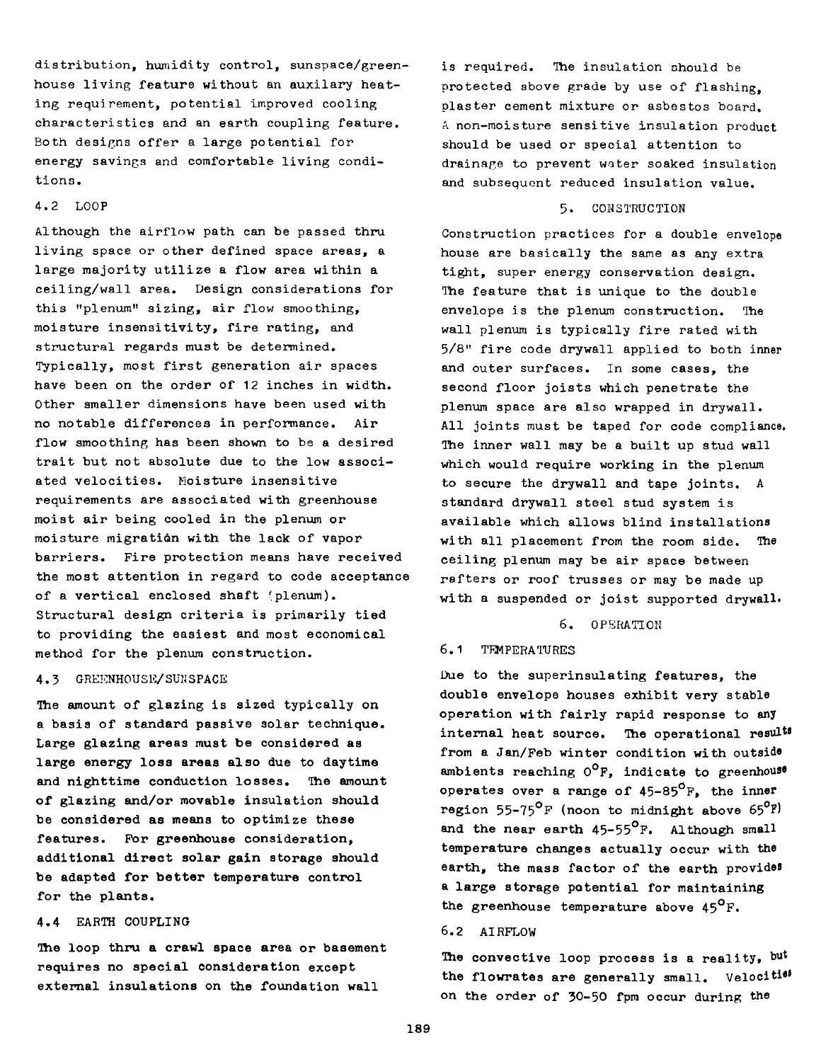distribution, humidity control, sunspace/greenhouse living feature without an auxilary heating requirement, potential improved cooling characteristics and an earth coupling feature. Both designs offer a large potential for energy savings and comfortable living conditions.

### 4.2 LOOP

Although the airflow path can be passed thru living space or other defined space areas, a large majority utilize a flow area within a ceiling/wall area. Design considerations for this "plenum" sizing, air flow smoothing, moisture insensitivity, fire rating, and structural regards must be determined. Typically, most first generation air spaces have been on the order of 12 inches in width. Other smaller dimensions have been used with no notable differences in performance. Air flow smoothing has been shown to be a desired trait but not absolute due to the low associated velocities. Moisture insensitive requirements are associated with greenhouse moist air being cooled in the plenum or moisture migration with the lack of vapor barriers. Fire protection means have received the most attention in regard to code acceptance of a vertical enclosed shaft (plenum). Structural design criteria is primarily tied to providing the easiest and most economical method for the plenum construction.

### 4.3 GREENHOUSE/SUNSPACE

The amount of glazing is sized typically on a basis of standard passive solar technique. Large glazing areas must be considered as large energy loss areas also due to daytime and nighttime conduction losses. The amount of glazing and/or movable insulation should be considered as means to optimize these features. For greenhouse consideration, additional direct solar gain storage should be adapted for better temperature control for the plants.

### 4.4 EARTH COUPLING

The loop thru a crawl space area or basement requires no special consideration except external insulations on the foundation wall is required. The insulation should be protected above grade by use of flashing, plaster cement mixture or asbestos board. A non-moisture sensitive insulation product should be used or special attention to drainage to prevent water soaked insulation and subsequent reduced insulation value.

## 5. CONSTRUCTION

Construction practices for a double envelope house are basically the same as any extra tight, super energy conservation design. The feature that is unique to the double envelope is the plenum construction. The wall plenum is typically fire rated with 5/8" fire code drywall applied to both inner and outer surfaces. In some cases, the second floor joists which penetrate the plenum space are also wrapped in drywall. All joints must be taped for code compliance. The inner wall may be a built up stud wall which would require working in the plenum to secure the drywall and tape joints. A standard drywall steel stud system is available which allows blind installations with all placement from the room side. The ceiling plenum may be air space between rafters or roof trusses or may be made up with a suspended or joist supported drywall.

## 6. OPERATION

### 6.1 TEMPERATURES

Due to the superinsulating features, the double envelope houses exhibit very stable operation with fairly rapid response to any internal heat source. The operational results from a Jan/Feb winter condition with outside ambients reaching 0°F, indicate to greenhouse operates over a range of 45-85°F, the inner region 55-75°F (noon to midnight above 65°F) and the near earth 45-55°F. Although small temperature changes actually occur with the earth, the mass factor of the earth provides a large storage potential for maintaining the greenhouse temperature above 45°F.

### 6.2 AIRFLOW

The convective loop process is a reality, but the flowrates are generally small. Velocities on the order of 30-50 fpm occur during the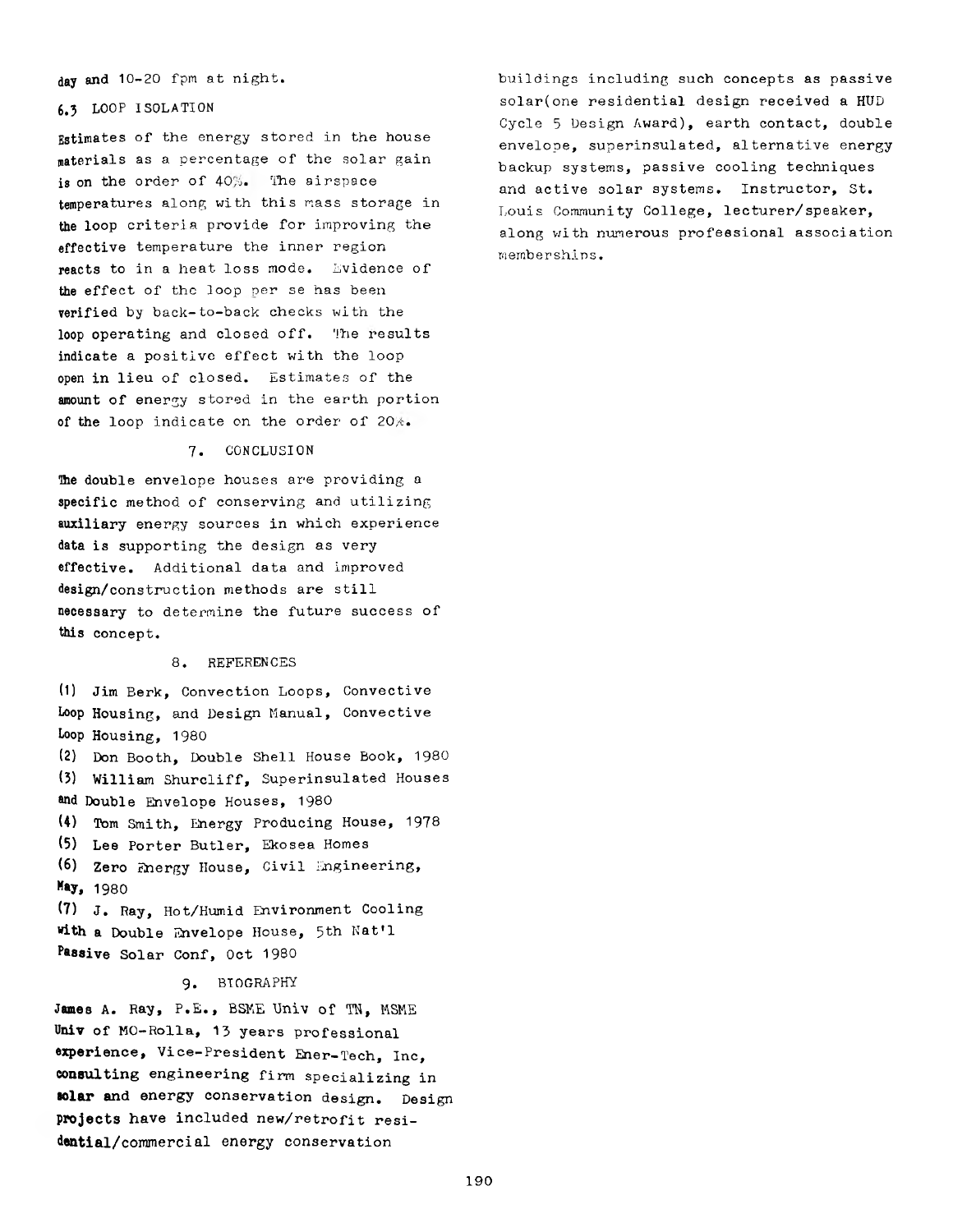day and 10-20 fpm at night.

### 6.3 LOOP ISOLATION

Estimates of the energy stored in the house materials as a percentage of the solar gain is on the order of 40%. The airspace temperatures along with this mass storage in the loop criteria provide for improving the effective temperature the inner region reacts to in a heat loss mode. Evidence of the effect of the loop per se has been verified by back-to-back checks with the loop operating and closed off. The results indicate a positive effect with the loop open in lieu of closed. Estimates of the amount of energy stored in the earth portion of the loop indicate on the order of 20%.

## 7. CONCLUSION

The double envelope houses are providing a specific method of conserving and utilizing auxiliary energy sources in which experience data is supporting the design as very effective. Additional data and improved design/construction methods are still necessary to determine the future success of this concept.

## 8. REFERENCES

(1) Jim Berk, Convection Loops, Convective Loop Housing, and Design Manual, Convective Loop Housing, 1980

(2) Don Booth, Double Shell House Book, 1980

(3) William Shurcliff, Superinsulated Houses and Double Envelope Houses, 1980

(4) Tom Smith, Energy Producing House, 1978

(5) Lee Porter Butler, Ekosea Homes

(6) Zero Energy House, Civil Engineering, May, 1980

(7) J. Ray, Hot/Humid Environment Cooling with a Double Envelope House, 5th Nat'l Passive Solar Conf, Oct 1980

## 9. BIOGRAPHY

James A. Ray, P.E., BSME Univ of TN, MSME Univ of MO-Rolla, 13 years professional experience, Vice-President Ener-Tech, Inc, consulting engineering firm specializing in solar and energy conservation design. Design projects have included new/retrofit residential/commercial energy conservation buildings including such concepts as passive solar(one residential design received a HUD Cycle 5 Design Award), earth contact, double envelope, superinsulated, alternative energy backup systems, passive cooling techniques and active solar systems. Instructor, St. Louis Community College, lecturer/speaker, along with numerous professional association memberships.